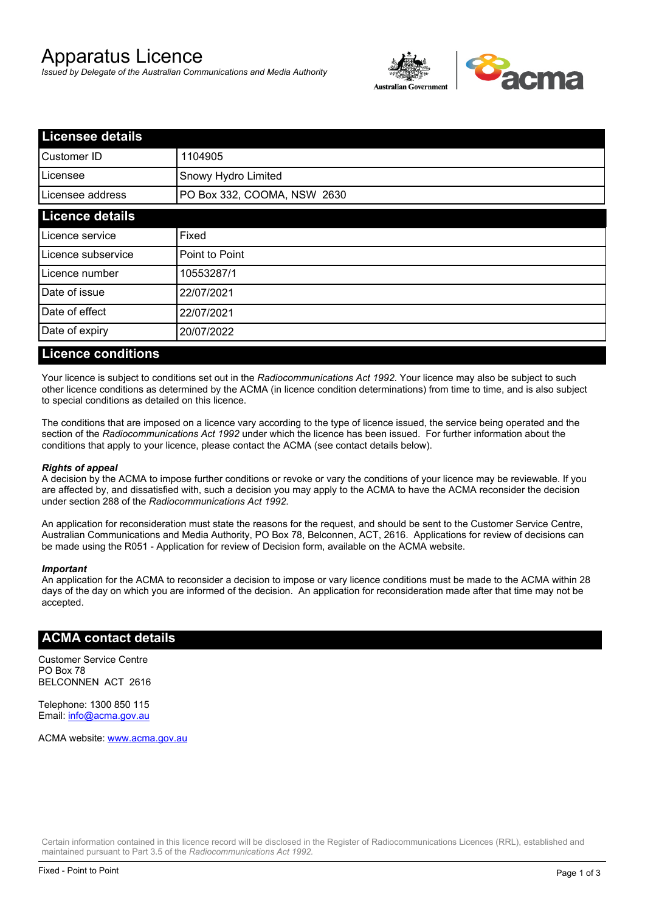# Apparatus Licence

*Issued by Delegate of the Australian Communications and Media Authority*

## Licensee details

| | |
|---|---|
| Customer ID | 1104905 |
| Licensee | Snowy Hydro Limited |
| Licensee address | PO Box 332, COOMA, NSW 2630 |

## Licence details

| | |
|---|---|
| Licence service | Fixed |
| Licence subservice | Point to Point |
| Licence number | 10553287/1 |
| Date of issue | 22/07/2021 |
| Date of effect | 22/07/2021 |
| Date of expiry | 20/07/2022 |

## Licence conditions

Your licence is subject to conditions set out in the *Radiocommunications Act 1992*. Your licence may also be subject to such other licence conditions as determined by the ACMA (in licence condition determinations) from time to time, and is also subject to special conditions as detailed on this licence.

The conditions that are imposed on a licence vary according to the type of licence issued, the service being operated and the section of the *Radiocommunications Act 1992* under which the licence has been issued. For further information about the conditions that apply to your licence, please contact the ACMA (see contact details below).

***Rights of appeal***

A decision by the ACMA to impose further conditions or revoke or vary the conditions of your licence may be reviewable. If you are affected by, and dissatisfied with, such a decision you may apply to the ACMA to have the ACMA reconsider the decision under section 288 of the *Radiocommunications Act 1992*.

An application for reconsideration must state the reasons for the request, and should be sent to the Customer Service Centre, Australian Communications and Media Authority, PO Box 78, Belconnen, ACT, 2616. Applications for review of decisions can be made using the R051 - Application for review of Decision form, available on the ACMA website.

***Important***

An application for the ACMA to reconsider a decision to impose or vary licence conditions must be made to the ACMA within 28 days of the day on which you are informed of the decision. An application for reconsideration made after that time may not be accepted.

## ACMA contact details

Customer Service Centre
PO Box 78
BELCONNEN ACT 2616

Telephone: 1300 850 115
Email: info@acma.gov.au

ACMA website: www.acma.gov.au

Certain information contained in this licence record will be disclosed in the Register of Radiocommunications Licences (RRL), established and maintained pursuant to Part 3.5 of the *Radiocommunications Act 1992.*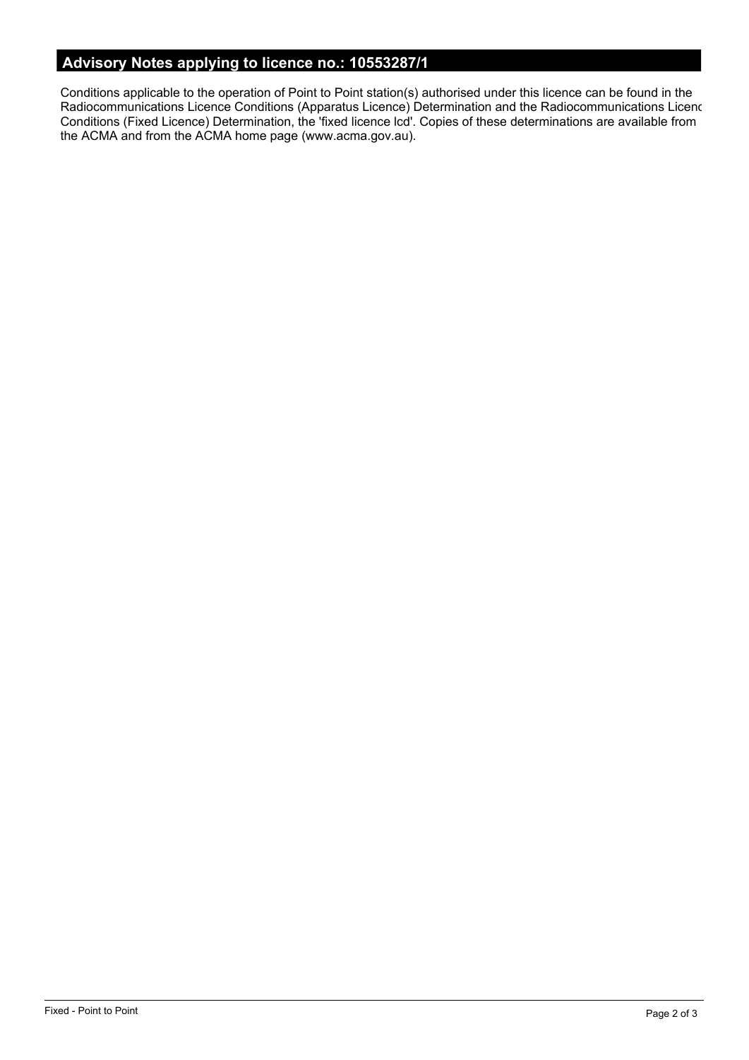## Advisory Notes applying to licence no.: 10553287/1

Conditions applicable to the operation of Point to Point station(s) authorised under this licence can be found in the Radiocommunications Licence Conditions (Apparatus Licence) Determination and the Radiocommunications Licenc Conditions (Fixed Licence) Determination, the 'fixed licence lcd'. Copies of these determinations are available from the ACMA and from the ACMA home page (www.acma.gov.au).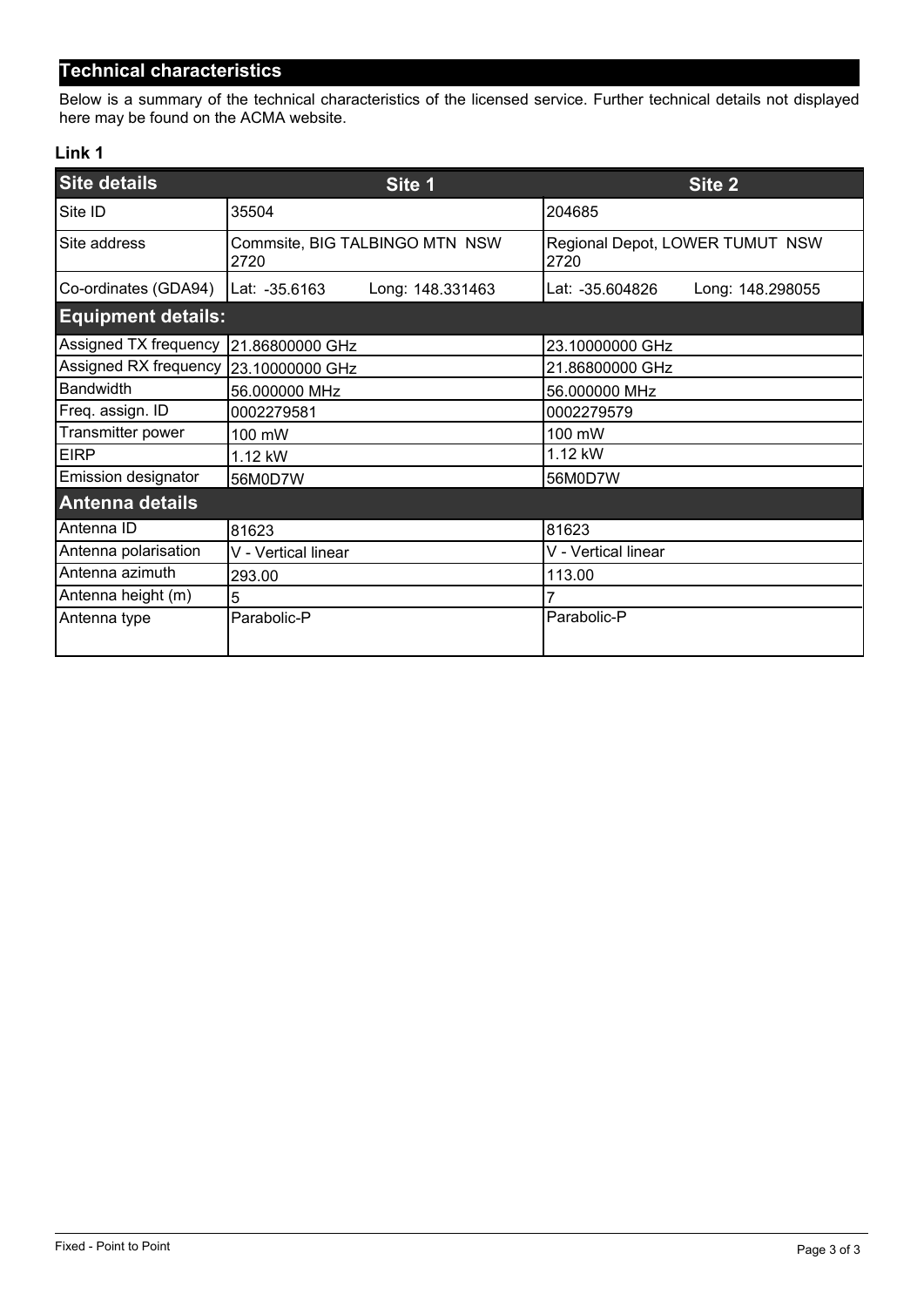## Technical characteristics

Below is a summary of the technical characteristics of the licensed service. Further technical details not displayed here may be found on the ACMA website.

### Link 1

| Site details | Site 1 | Site 2 |
|---|---|---|
| Site ID | 35504 | 204685 |
| Site address | Commsite, BIG TALBINGO MTN NSW 2720 | Regional Depot, LOWER TUMUT NSW 2720 |
| Co-ordinates (GDA94) | Lat: -35.6163 Long: 148.331463 | Lat: -35.604826 Long: 148.298055 |
| **Equipment details:** | | |
| Assigned TX frequency | 21.86800000 GHz | 23.10000000 GHz |
| Assigned RX frequency | 23.10000000 GHz | 21.86800000 GHz |
| Bandwidth | 56.000000 MHz | 56.000000 MHz |
| Freq. assign. ID | 0002279581 | 0002279579 |
| Transmitter power | 100 mW | 100 mW |
| EIRP | 1.12 kW | 1.12 kW |
| Emission designator | 56M0D7W | 56M0D7W |
| **Antenna details** | | |
| Antenna ID | 81623 | 81623 |
| Antenna polarisation | V - Vertical linear | V - Vertical linear |
| Antenna azimuth | 293.00 | 113.00 |
| Antenna height (m) | 5 | 7 |
| Antenna type | Parabolic-P | Parabolic-P |

Fixed - Point to Point